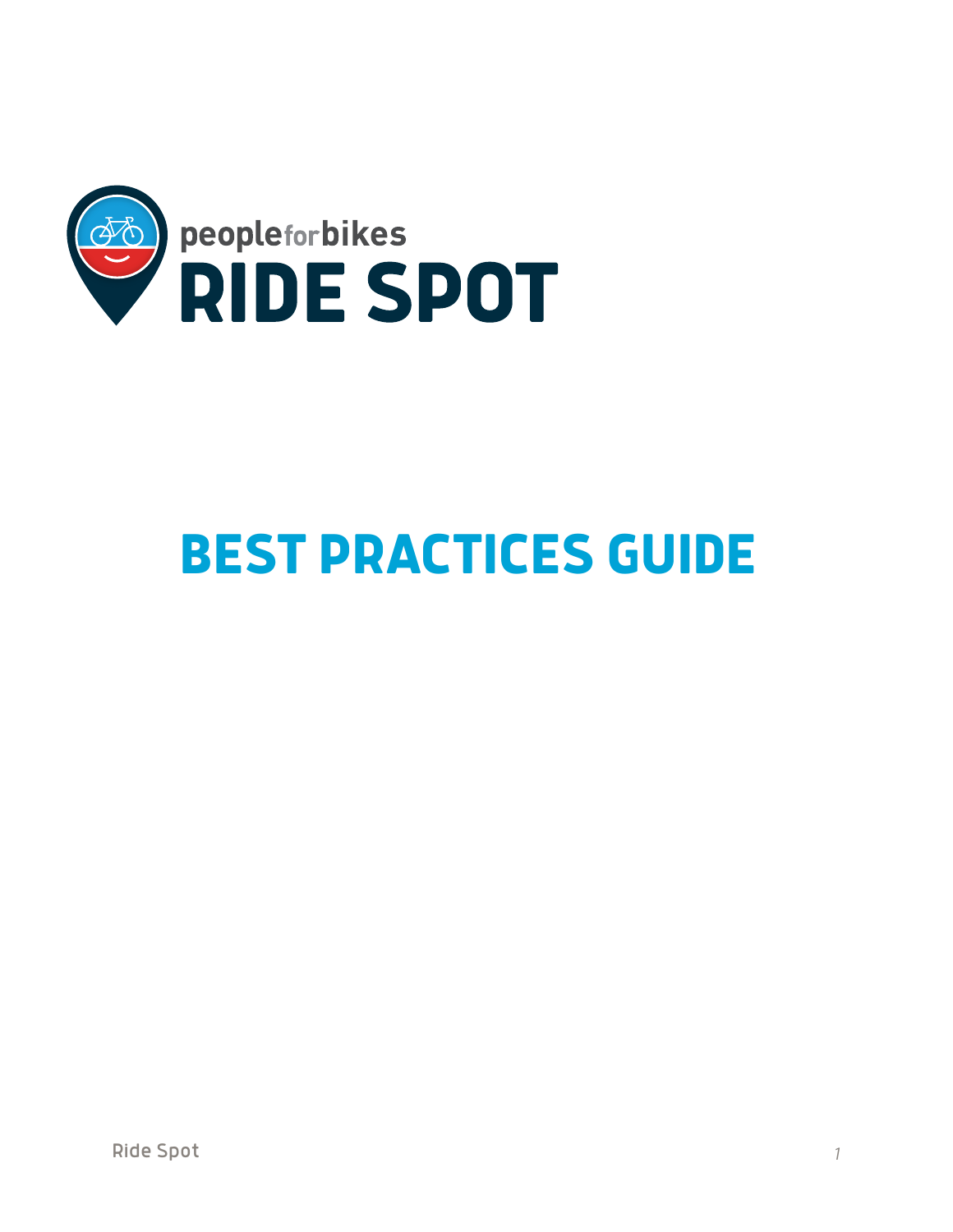peopleforbikes

# RIDE SPOT

# BEST PRACTICES GUIDE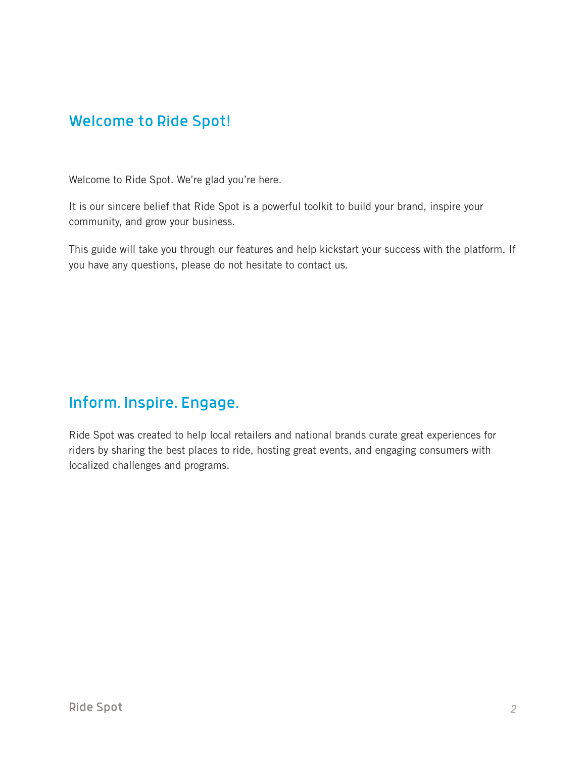## Welcome to Ride Spot!

Welcome to Ride Spot. We're glad you're here.

It is our sincere belief that Ride Spot is a powerful toolkit to build your brand, inspire your community, and grow your business.

This guide will take you through our features and help kickstart your success with the platform. If you have any questions, please do not hesitate to contact us.

## Inform. Inspire. Engage.

Ride Spot was created to help local retailers and national brands curate great experiences for riders by sharing the best places to ride, hosting great events, and engaging consumers with localized challenges and programs.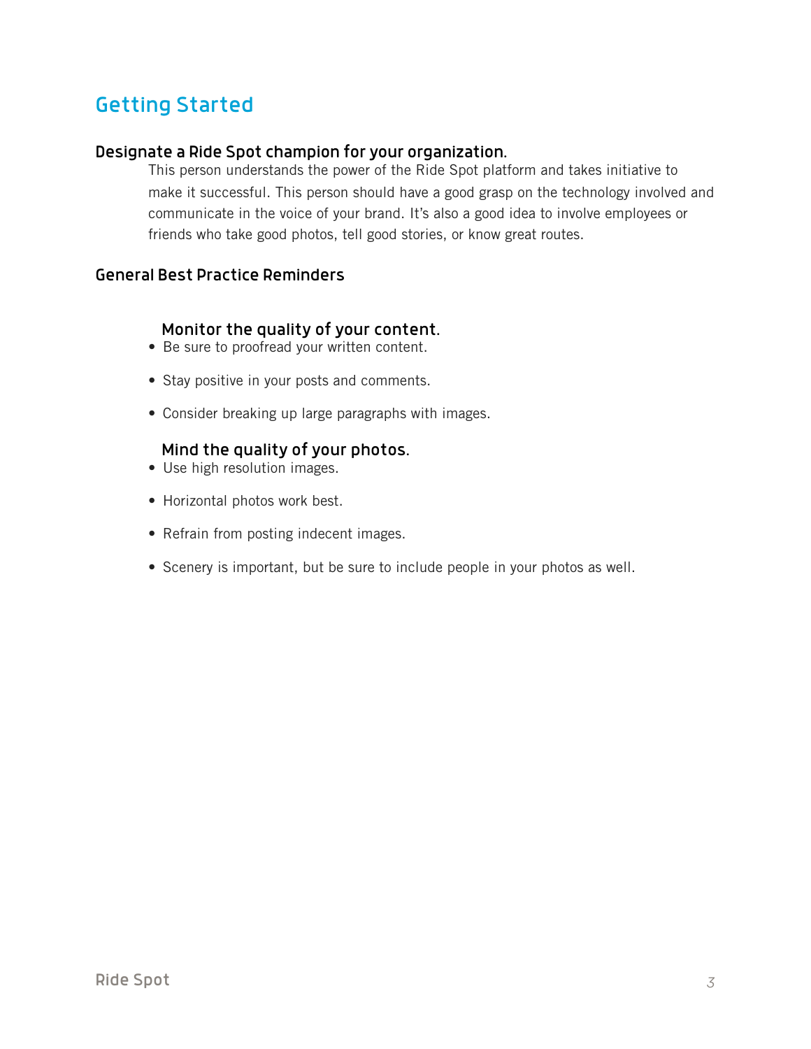# Getting Started

## Designate a Ride Spot champion for your organization.

This person understands the power of the Ride Spot platform and takes initiative to make it successful. This person should have a good grasp on the technology involved and communicate in the voice of your brand. It's also a good idea to involve employees or friends who take good photos, tell good stories, or know great routes.

## General Best Practice Reminders

### Monitor the quality of your content.

- Be sure to proofread your written content.
- Stay positive in your posts and comments.
- Consider breaking up large paragraphs with images.

### Mind the quality of your photos.

- Use high resolution images.
- Horizontal photos work best.
- Refrain from posting indecent images.
- Scenery is important, but be sure to include people in your photos as well.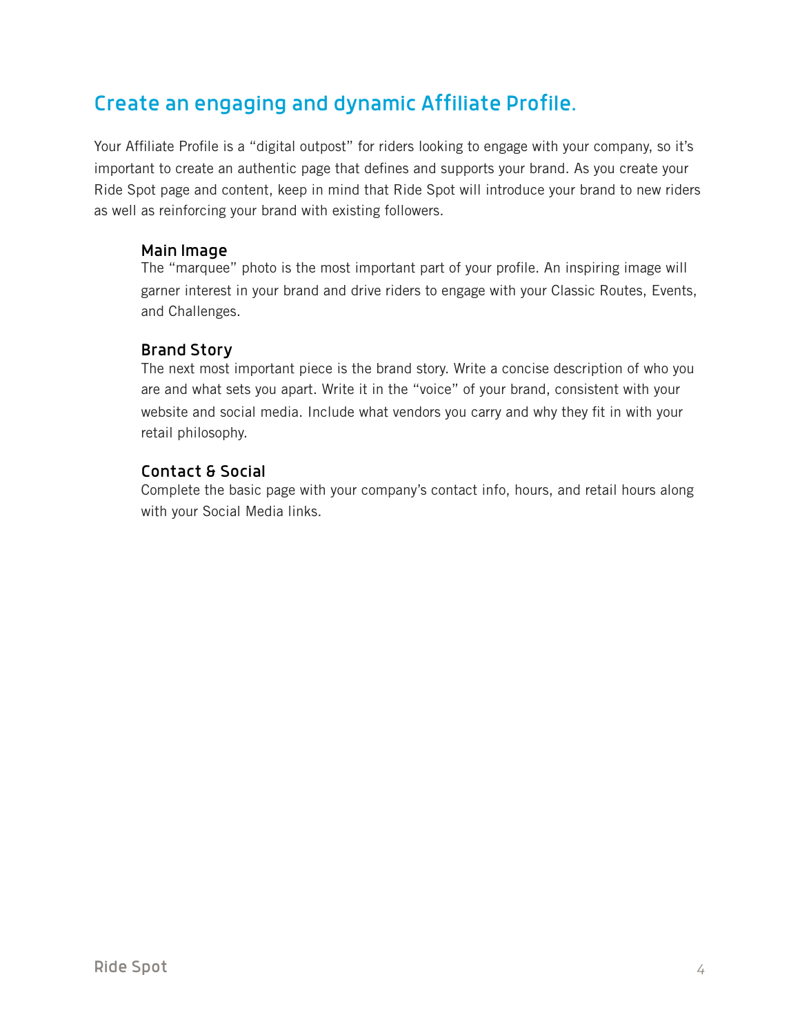## Create an engaging and dynamic Affiliate Profile.

Your Affiliate Profile is a “digital outpost” for riders looking to engage with your company, so it’s important to create an authentic page that defines and supports your brand. As you create your Ride Spot page and content, keep in mind that Ride Spot will introduce your brand to new riders as well as reinforcing your brand with existing followers.

### Main Image

The “marquee” photo is the most important part of your profile. An inspiring image will garner interest in your brand and drive riders to engage with your Classic Routes, Events, and Challenges.

### Brand Story

The next most important piece is the brand story. Write a concise description of who you are and what sets you apart. Write it in the “voice” of your brand, consistent with your website and social media. Include what vendors you carry and why they fit in with your retail philosophy.

### Contact & Social

Complete the basic page with your company’s contact info, hours, and retail hours along with your Social Media links.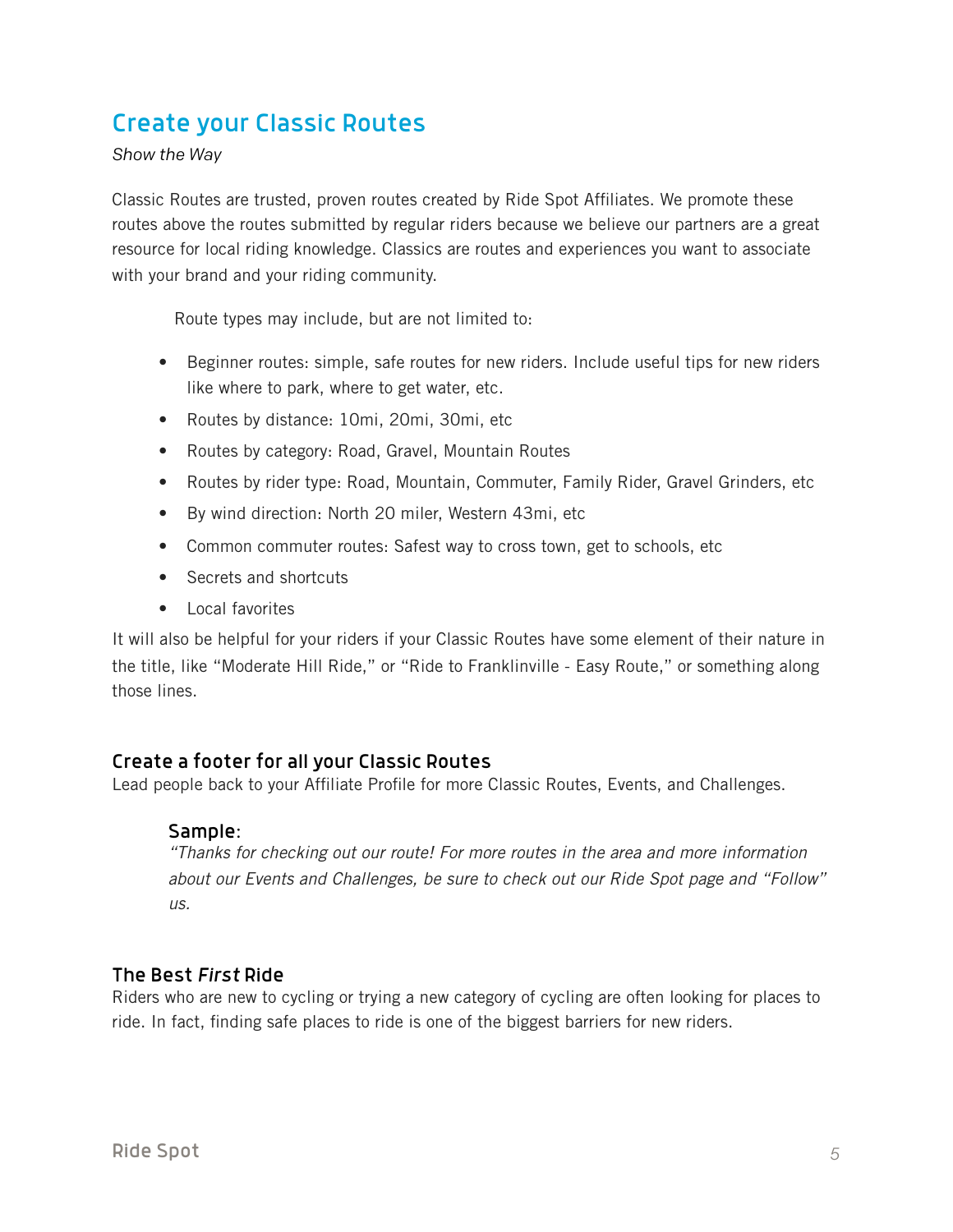## Create your Classic Routes

*Show the Way*

Classic Routes are trusted, proven routes created by Ride Spot Affiliates. We promote these routes above the routes submitted by regular riders because we believe our partners are a great resource for local riding knowledge. Classics are routes and experiences you want to associate with your brand and your riding community.

Route types may include, but are not limited to:

- Beginner routes: simple, safe routes for new riders. Include useful tips for new riders like where to park, where to get water, etc.
- Routes by distance: 10mi, 20mi, 30mi, etc
- Routes by category: Road, Gravel, Mountain Routes
- Routes by rider type: Road, Mountain, Commuter, Family Rider, Gravel Grinders, etc
- By wind direction: North 20 miler, Western 43mi, etc
- Common commuter routes: Safest way to cross town, get to schools, etc
- Secrets and shortcuts
- Local favorites

It will also be helpful for your riders if your Classic Routes have some element of their nature in the title, like “Moderate Hill Ride,” or “Ride to Franklinville - Easy Route,” or something along those lines.

### Create a footer for all your Classic Routes

Lead people back to your Affiliate Profile for more Classic Routes, Events, and Challenges.

> **Sample**:
> *“Thanks for checking out our route! For more routes in the area and more information about our Events and Challenges, be sure to check out our Ride Spot page and “Follow” us.*

### The Best *First* Ride

Riders who are new to cycling or trying a new category of cycling are often looking for places to ride. In fact, finding safe places to ride is one of the biggest barriers for new riders.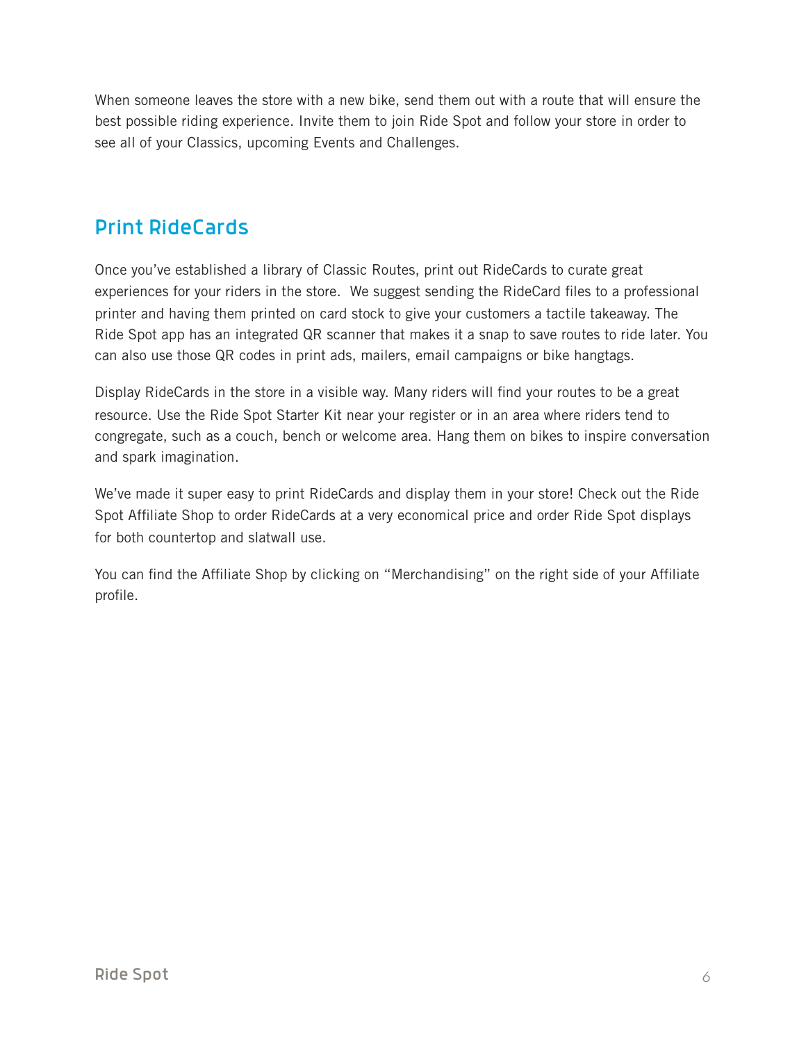When someone leaves the store with a new bike, send them out with a route that will ensure the best possible riding experience. Invite them to join Ride Spot and follow your store in order to see all of your Classics, upcoming Events and Challenges.

## Print RideCards

Once you've established a library of Classic Routes, print out RideCards to curate great experiences for your riders in the store. We suggest sending the RideCard files to a professional printer and having them printed on card stock to give your customers a tactile takeaway. The Ride Spot app has an integrated QR scanner that makes it a snap to save routes to ride later. You can also use those QR codes in print ads, mailers, email campaigns or bike hangtags.

Display RideCards in the store in a visible way. Many riders will find your routes to be a great resource. Use the Ride Spot Starter Kit near your register or in an area where riders tend to congregate, such as a couch, bench or welcome area. Hang them on bikes to inspire conversation and spark imagination.

We've made it super easy to print RideCards and display them in your store! Check out the Ride Spot Affiliate Shop to order RideCards at a very economical price and order Ride Spot displays for both countertop and slatwall use.

You can find the Affiliate Shop by clicking on "Merchandising" on the right side of your Affiliate profile.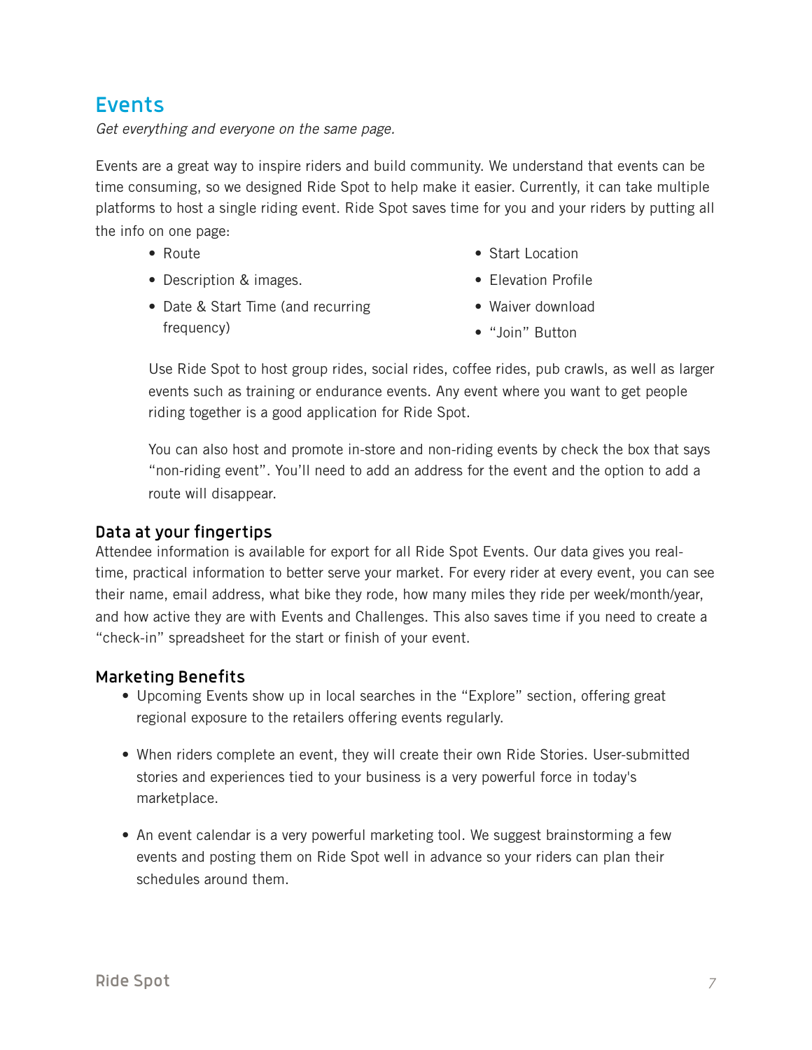## Events

*Get everything and everyone on the same page.*

Events are a great way to inspire riders and build community. We understand that events can be time consuming, so we designed Ride Spot to help make it easier. Currently, it can take multiple platforms to host a single riding event. Ride Spot saves time for you and your riders by putting all the info on one page:

- Route
- Description & images.
- Date & Start Time (and recurring frequency)
- Start Location
- Elevation Profile
- Waiver download
- "Join" Button

Use Ride Spot to host group rides, social rides, coffee rides, pub crawls, as well as larger events such as training or endurance events. Any event where you want to get people riding together is a good application for Ride Spot.

You can also host and promote in-store and non-riding events by check the box that says "non-riding event". You'll need to add an address for the event and the option to add a route will disappear.

### Data at your fingertips

Attendee information is available for export for all Ride Spot Events. Our data gives you real-time, practical information to better serve your market. For every rider at every event, you can see their name, email address, what bike they rode, how many miles they ride per week/month/year, and how active they are with Events and Challenges. This also saves time if you need to create a "check-in" spreadsheet for the start or finish of your event.

### Marketing Benefits

- Upcoming Events show up in local searches in the "Explore" section, offering great regional exposure to the retailers offering events regularly.
- When riders complete an event, they will create their own Ride Stories. User-submitted stories and experiences tied to your business is a very powerful force in today's marketplace.
- An event calendar is a very powerful marketing tool. We suggest brainstorming a few events and posting them on Ride Spot well in advance so your riders can plan their schedules around them.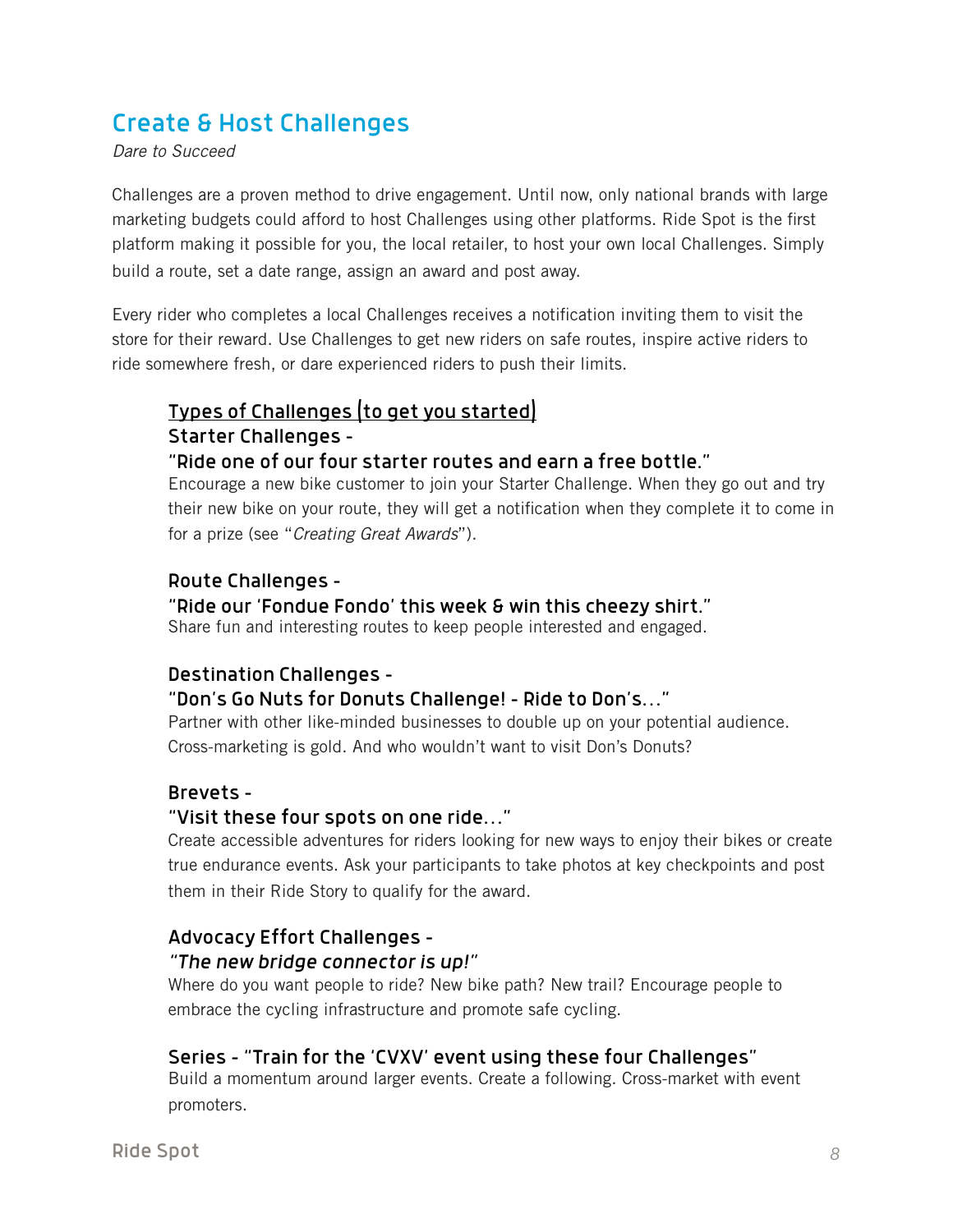# Create & Host Challenges

*Dare to Succeed*

Challenges are a proven method to drive engagement. Until now, only national brands with large marketing budgets could afford to host Challenges using other platforms. Ride Spot is the first platform making it possible for you, the local retailer, to host your own local Challenges. Simply build a route, set a date range, assign an award and post away.

Every rider who completes a local Challenges receives a notification inviting them to visit the store for their reward. Use Challenges to get new riders on safe routes, inspire active riders to ride somewhere fresh, or dare experienced riders to push their limits.

## Types of Challenges (to get you started)

### Starter Challenges -
### "Ride one of our four starter routes and earn a free bottle."

Encourage a new bike customer to join your Starter Challenge. When they go out and try their new bike on your route, they will get a notification when they complete it to come in for a prize (see "*Creating Great Awards*").

### Route Challenges -
### "Ride our 'Fondue Fondo' this week & win this cheezy shirt."

Share fun and interesting routes to keep people interested and engaged.

### Destination Challenges -
### "Don's Go Nuts for Donuts Challenge! - Ride to Don's..."

Partner with other like-minded businesses to double up on your potential audience. Cross-marketing is gold. And who wouldn't want to visit Don's Donuts?

### Brevets -
### "Visit these four spots on one ride..."

Create accessible adventures for riders looking for new ways to enjoy their bikes or create true endurance events. Ask your participants to take photos at key checkpoints and post them in their Ride Story to qualify for the award.

### Advocacy Effort Challenges -
### *"The new bridge connector is up!"*

Where do you want people to ride? New bike path? New trail? Encourage people to embrace the cycling infrastructure and promote safe cycling.

### Series - "Train for the 'CVXV' event using these four Challenges"

Build a momentum around larger events. Create a following. Cross-market with event promoters.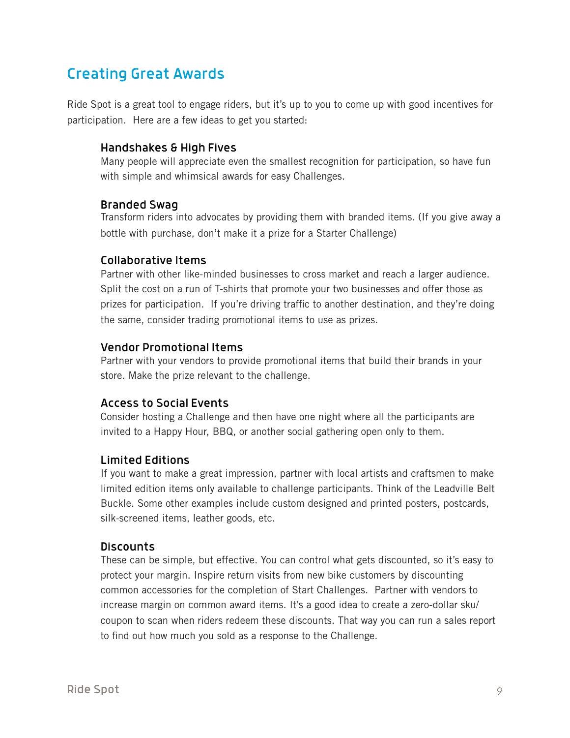## Creating Great Awards

Ride Spot is a great tool to engage riders, but it's up to you to come up with good incentives for participation. Here are a few ideas to get you started:

### Handshakes & High Fives

Many people will appreciate even the smallest recognition for participation, so have fun with simple and whimsical awards for easy Challenges.

### Branded Swag

Transform riders into advocates by providing them with branded items. (If you give away a bottle with purchase, don't make it a prize for a Starter Challenge)

### Collaborative Items

Partner with other like-minded businesses to cross market and reach a larger audience. Split the cost on a run of T-shirts that promote your two businesses and offer those as prizes for participation. If you're driving traffic to another destination, and they're doing the same, consider trading promotional items to use as prizes.

### Vendor Promotional Items

Partner with your vendors to provide promotional items that build their brands in your store. Make the prize relevant to the challenge.

### Access to Social Events

Consider hosting a Challenge and then have one night where all the participants are invited to a Happy Hour, BBQ, or another social gathering open only to them.

### Limited Editions

If you want to make a great impression, partner with local artists and craftsmen to make limited edition items only available to challenge participants. Think of the Leadville Belt Buckle. Some other examples include custom designed and printed posters, postcards, silk-screened items, leather goods, etc.

### Discounts

These can be simple, but effective. You can control what gets discounted, so it's easy to protect your margin. Inspire return visits from new bike customers by discounting common accessories for the completion of Start Challenges. Partner with vendors to increase margin on common award items. It's a good idea to create a zero-dollar sku/coupon to scan when riders redeem these discounts. That way you can run a sales report to find out how much you sold as a response to the Challenge.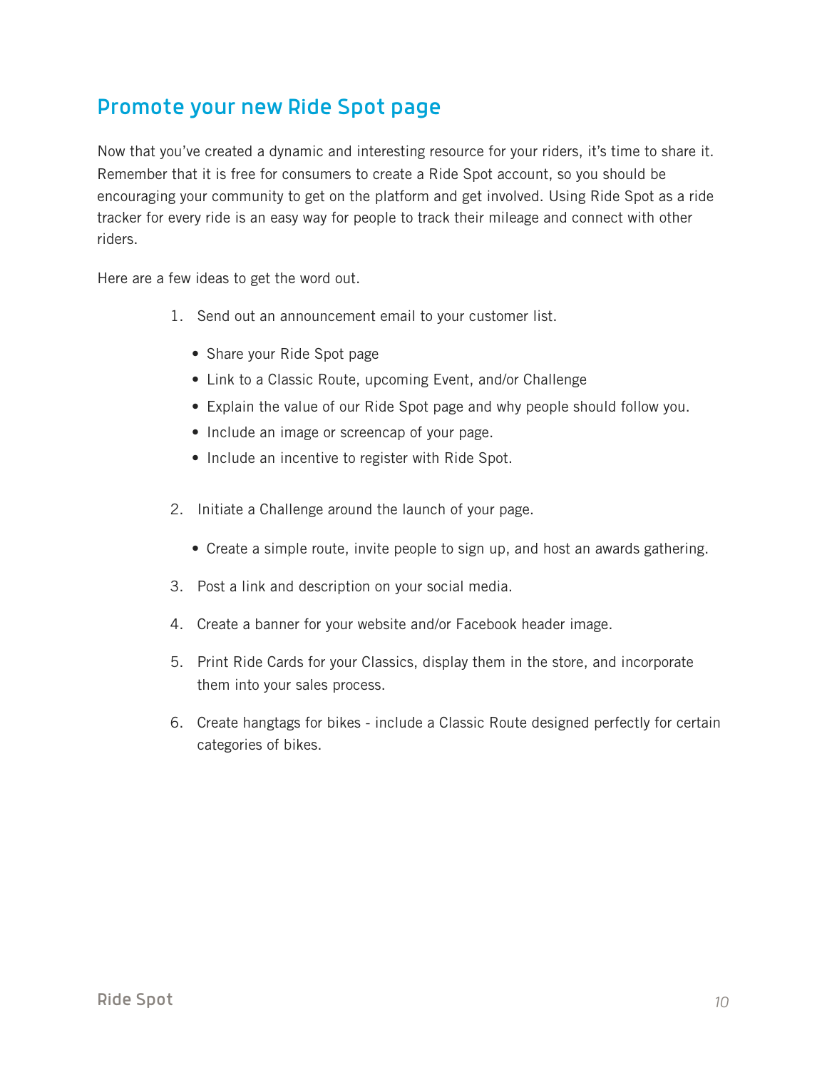## Promote your new Ride Spot page

Now that you've created a dynamic and interesting resource for your riders, it's time to share it. Remember that it is free for consumers to create a Ride Spot account, so you should be encouraging your community to get on the platform and get involved. Using Ride Spot as a ride tracker for every ride is an easy way for people to track their mileage and connect with other riders.

Here are a few ideas to get the word out.

1. Send out an announcement email to your customer list.
   - Share your Ride Spot page
   - Link to a Classic Route, upcoming Event, and/or Challenge
   - Explain the value of our Ride Spot page and why people should follow you.
   - Include an image or screencap of your page.
   - Include an incentive to register with Ride Spot.

2. Initiate a Challenge around the launch of your page.
   - Create a simple route, invite people to sign up, and host an awards gathering.

3. Post a link and description on your social media.

4. Create a banner for your website and/or Facebook header image.

5. Print Ride Cards for your Classics, display them in the store, and incorporate them into your sales process.

6. Create hangtags for bikes - include a Classic Route designed perfectly for certain categories of bikes.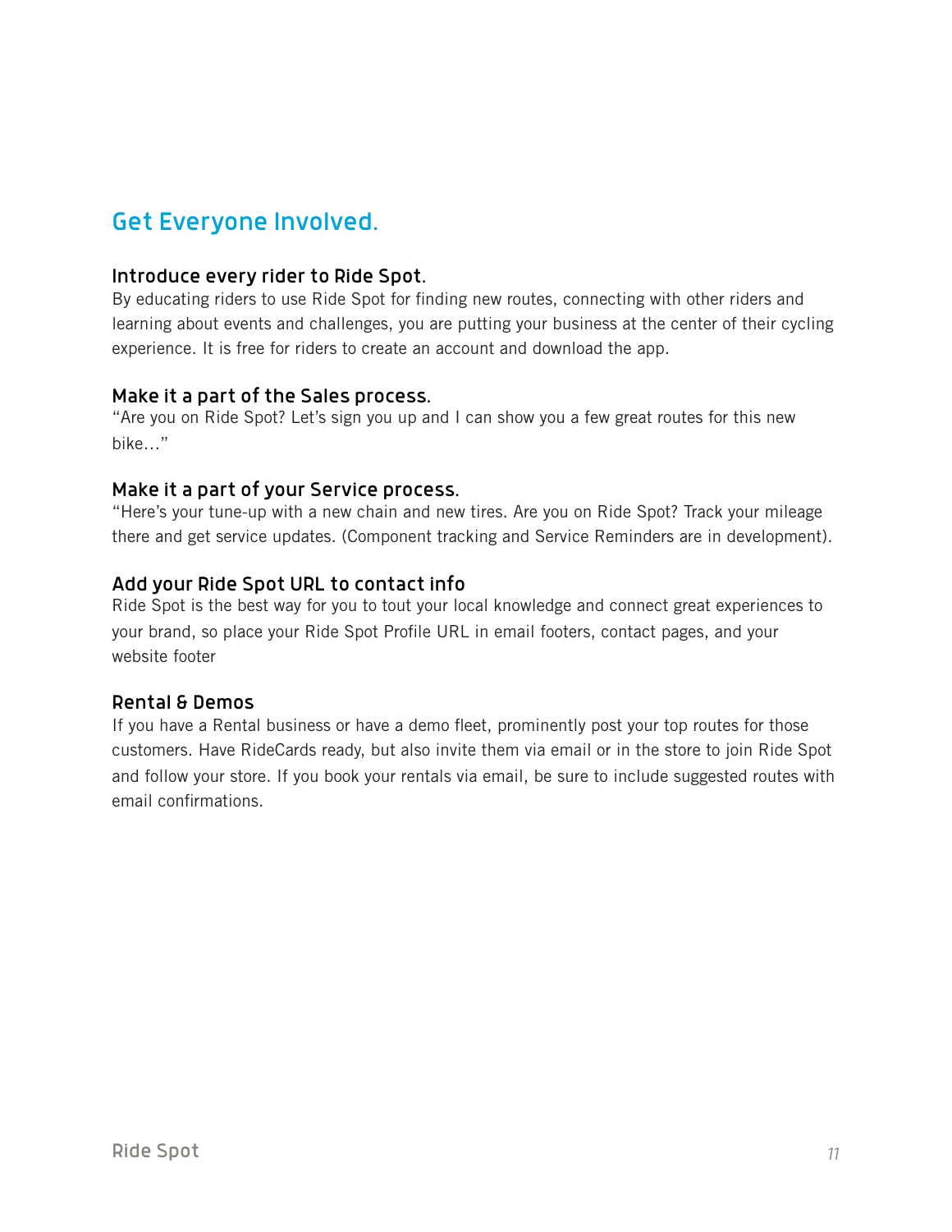## Get Everyone Involved.

### Introduce every rider to Ride Spot.

By educating riders to use Ride Spot for finding new routes, connecting with other riders and learning about events and challenges, you are putting your business at the center of their cycling experience. It is free for riders to create an account and download the app.

### Make it a part of the Sales process.

"Are you on Ride Spot? Let's sign you up and I can show you a few great routes for this new bike..."

### Make it a part of your Service process.

"Here's your tune-up with a new chain and new tires. Are you on Ride Spot? Track your mileage there and get service updates. (Component tracking and Service Reminders are in development).

### Add your Ride Spot URL to contact info

Ride Spot is the best way for you to tout your local knowledge and connect great experiences to your brand, so place your Ride Spot Profile URL in email footers, contact pages, and your website footer

### Rental & Demos

If you have a Rental business or have a demo fleet, prominently post your top routes for those customers. Have RideCards ready, but also invite them via email or in the store to join Ride Spot and follow your store. If you book your rentals via email, be sure to include suggested routes with email confirmations.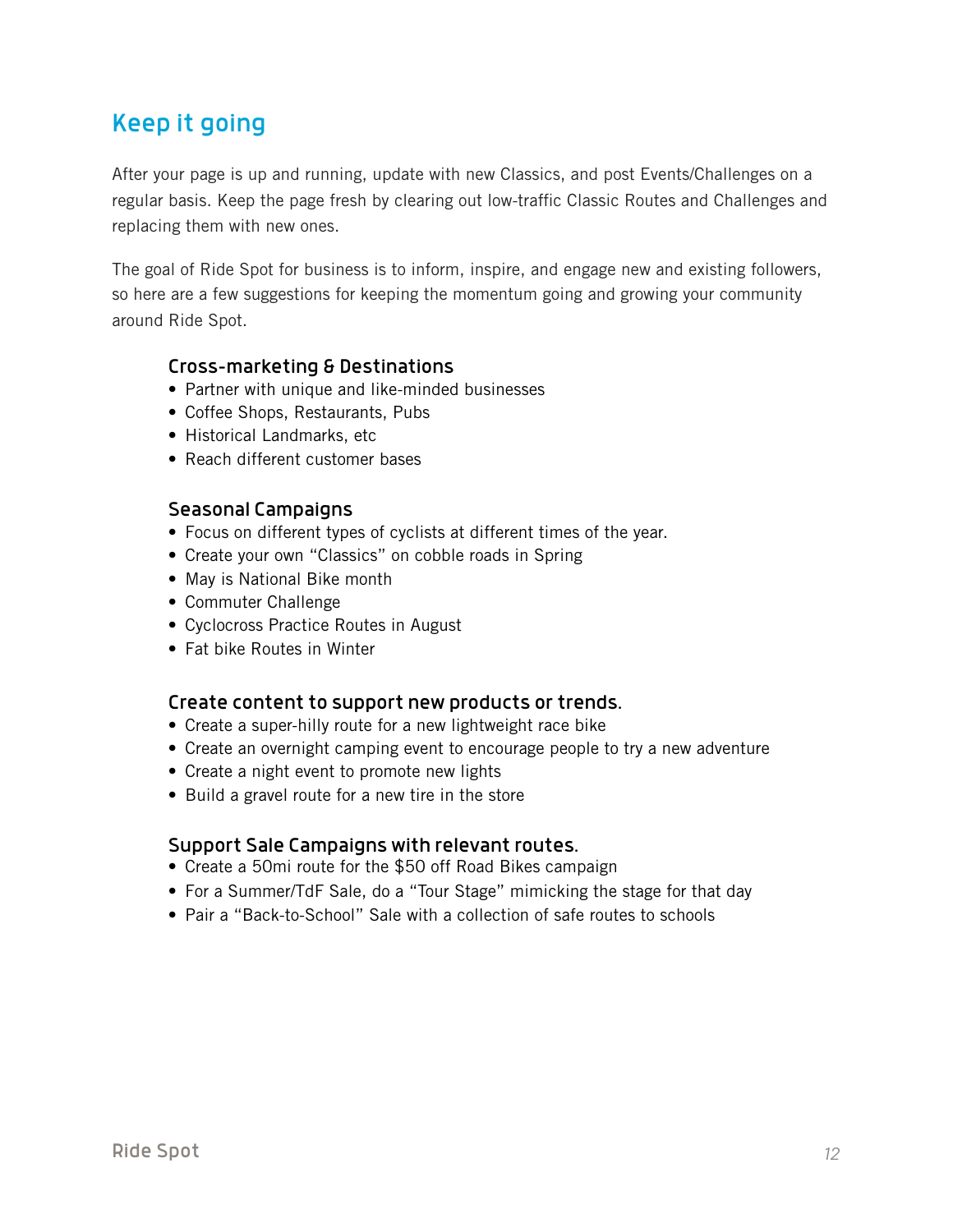## Keep it going

After your page is up and running, update with new Classics, and post Events/Challenges on a regular basis. Keep the page fresh by clearing out low-traffic Classic Routes and Challenges and replacing them with new ones.

The goal of Ride Spot for business is to inform, inspire, and engage new and existing followers, so here are a few suggestions for keeping the momentum going and growing your community around Ride Spot.

### Cross-marketing & Destinations

- Partner with unique and like-minded businesses
- Coffee Shops, Restaurants, Pubs
- Historical Landmarks, etc
- Reach different customer bases

### Seasonal Campaigns

- Focus on different types of cyclists at different times of the year.
- Create your own "Classics" on cobble roads in Spring
- May is National Bike month
- Commuter Challenge
- Cyclocross Practice Routes in August
- Fat bike Routes in Winter

### Create content to support new products or trends.

- Create a super-hilly route for a new lightweight race bike
- Create an overnight camping event to encourage people to try a new adventure
- Create a night event to promote new lights
- Build a gravel route for a new tire in the store

### Support Sale Campaigns with relevant routes.

- Create a 50mi route for the $50 off Road Bikes campaign
- For a Summer/TdF Sale, do a "Tour Stage" mimicking the stage for that day
- Pair a "Back-to-School" Sale with a collection of safe routes to schools